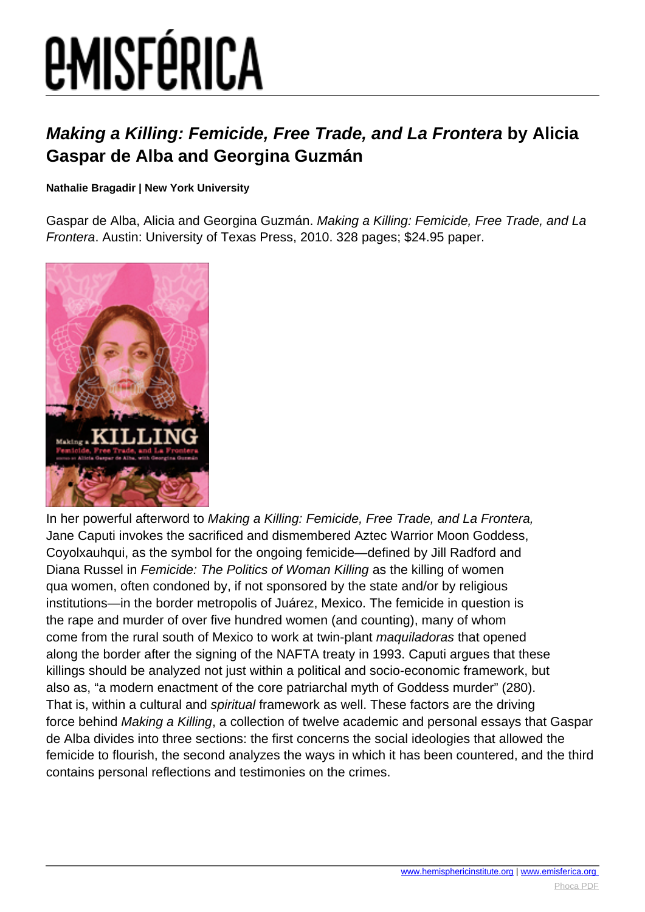# Making a Killing: Femicide, Free Trade, and La Frontera by Alicia Gaspar de Alba and Georgina Guzmán

**Nathalie Bragadir | New York University**

Gaspar de Alba, Alicia and Georgina Guzmán. *Making a Killing: Femicide, Free Trade, and La Frontera*. Austin: University of Texas Press, 2010. 328 pages; $24.95 paper.

In her powerful afterword to *Making a Killing: Femicide, Free Trade, and La Frontera,* Jane Caputi invokes the sacrificed and dismembered Aztec Warrior Moon Goddess, Coyolxauhqui, as the symbol for the ongoing femicide—defined by Jill Radford and Diana Russel in *Femicide: The Politics of Woman Killing* as the killing of women qua women, often condoned by, if not sponsored by the state and/or by religious institutions—in the border metropolis of Juárez, Mexico. The femicide in question is the rape and murder of over five hundred women (and counting), many of whom come from the rural south of Mexico to work at twin-plant *maquiladoras* that opened along the border after the signing of the NAFTA treaty in 1993. Caputi argues that these killings should be analyzed not just within a political and socio-economic framework, but also as, "a modern enactment of the core patriarchal myth of Goddess murder" (280). That is, within a cultural and *spiritual* framework as well. These factors are the driving force behind *Making a Killing*, a collection of twelve academic and personal essays that Gaspar de Alba divides into three sections: the first concerns the social ideologies that allowed the femicide to flourish, the second analyzes the ways in which it has been countered, and the third contains personal reflections and testimonies on the crimes.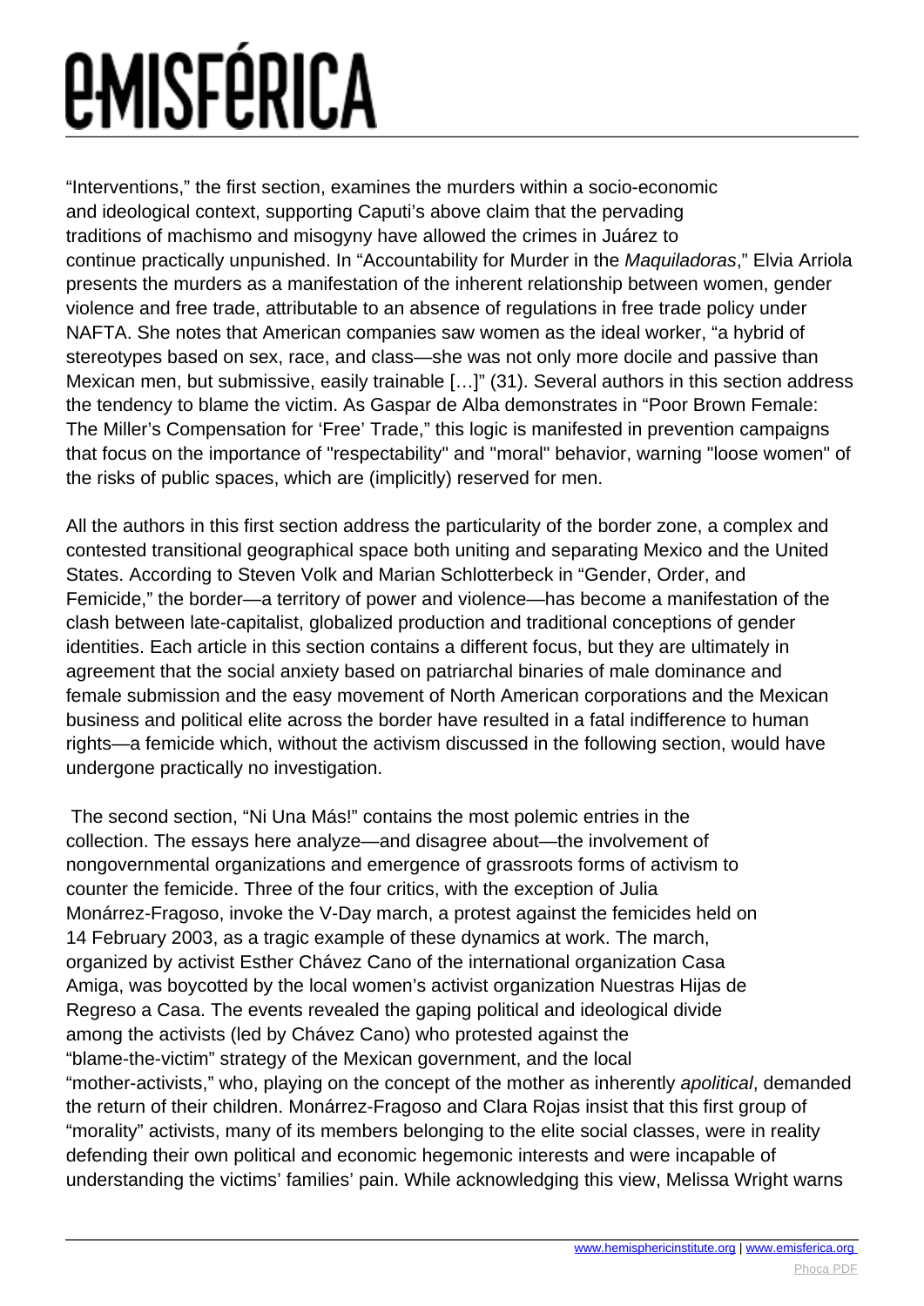"Interventions," the first section, examines the murders within a socio-economic and ideological context, supporting Caputi's above claim that the pervading traditions of machismo and misogyny have allowed the crimes in Juárez to continue practically unpunished. In "Accountability for Murder in the *Maquiladoras*," Elvia Arriola presents the murders as a manifestation of the inherent relationship between women, gender violence and free trade, attributable to an absence of regulations in free trade policy under NAFTA. She notes that American companies saw women as the ideal worker, "a hybrid of stereotypes based on sex, race, and class—she was not only more docile and passive than Mexican men, but submissive, easily trainable […]" (31). Several authors in this section address the tendency to blame the victim. As Gaspar de Alba demonstrates in "Poor Brown Female: The Miller's Compensation for 'Free' Trade," this logic is manifested in prevention campaigns that focus on the importance of "respectability" and "moral" behavior, warning "loose women" of the risks of public spaces, which are (implicitly) reserved for men.

All the authors in this first section address the particularity of the border zone, a complex and contested transitional geographical space both uniting and separating Mexico and the United States. According to Steven Volk and Marian Schlotterbeck in "Gender, Order, and Femicide," the border—a territory of power and violence—has become a manifestation of the clash between late-capitalist, globalized production and traditional conceptions of gender identities. Each article in this section contains a different focus, but they are ultimately in agreement that the social anxiety based on patriarchal binaries of male dominance and female submission and the easy movement of North American corporations and the Mexican business and political elite across the border have resulted in a fatal indifference to human rights—a femicide which, without the activism discussed in the following section, would have undergone practically no investigation.

The second section, "Ni Una Más!" contains the most polemic entries in the collection. The essays here analyze—and disagree about—the involvement of nongovernmental organizations and emergence of grassroots forms of activism to counter the femicide. Three of the four critics, with the exception of Julia Monárrez-Fragoso, invoke the V-Day march, a protest against the femicides held on 14 February 2003, as a tragic example of these dynamics at work. The march, organized by activist Esther Chávez Cano of the international organization Casa Amiga, was boycotted by the local women's activist organization Nuestras Hijas de Regreso a Casa. The events revealed the gaping political and ideological divide among the activists (led by Chávez Cano) who protested against the "blame-the-victim" strategy of the Mexican government, and the local "mother-activists," who, playing on the concept of the mother as inherently *apolitical*, demanded the return of their children. Monárrez-Fragoso and Clara Rojas insist that this first group of "morality" activists, many of its members belonging to the elite social classes, were in reality defending their own political and economic hegemonic interests and were incapable of understanding the victims' families' pain. While acknowledging this view, Melissa Wright warns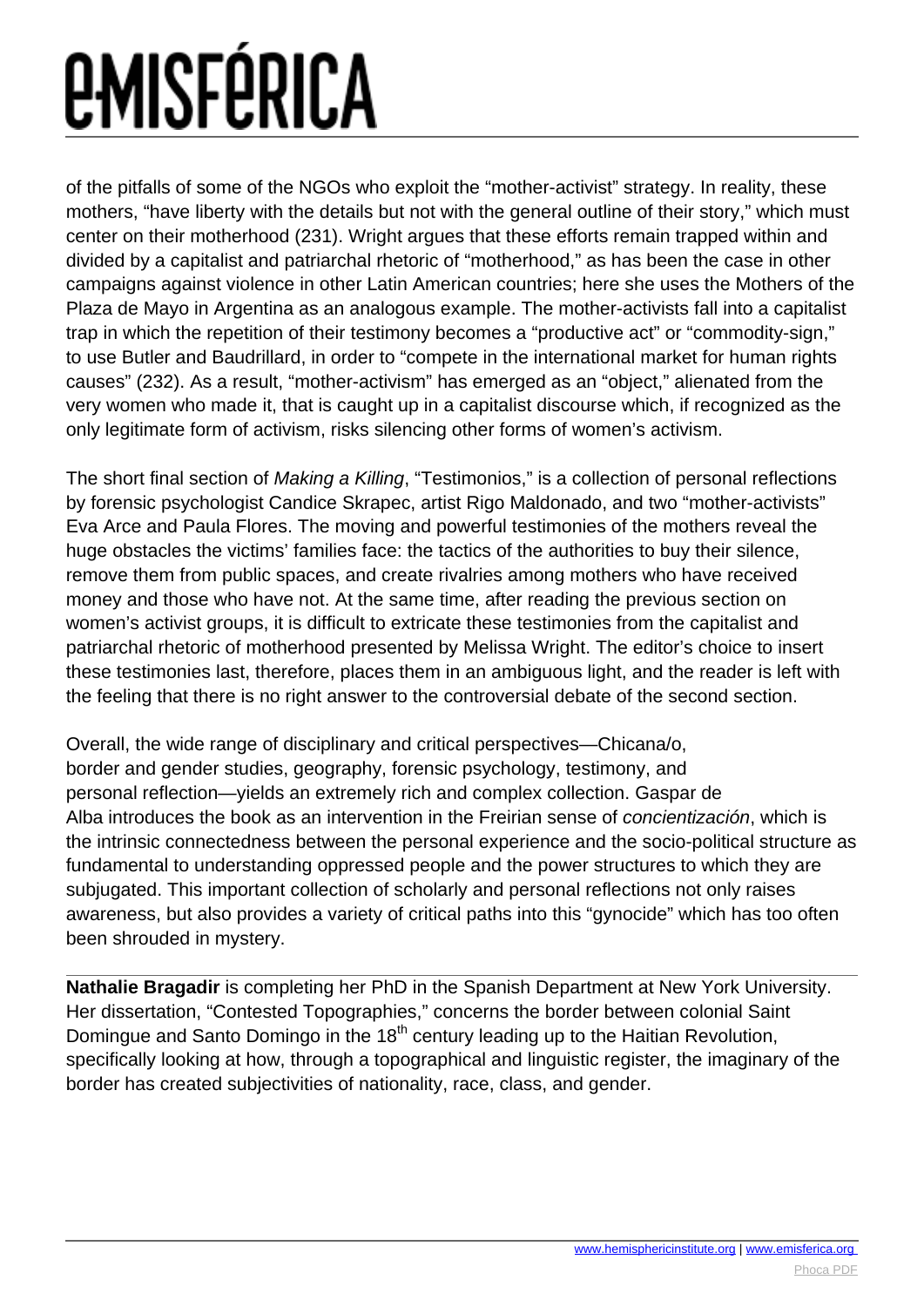of the pitfalls of some of the NGOs who exploit the "mother-activist" strategy. In reality, these mothers, "have liberty with the details but not with the general outline of their story," which must center on their motherhood (231). Wright argues that these efforts remain trapped within and divided by a capitalist and patriarchal rhetoric of "motherhood," as has been the case in other campaigns against violence in other Latin American countries; here she uses the Mothers of the Plaza de Mayo in Argentina as an analogous example. The mother-activists fall into a capitalist trap in which the repetition of their testimony becomes a "productive act" or "commodity-sign," to use Butler and Baudrillard, in order to "compete in the international market for human rights causes" (232). As a result, "mother-activism" has emerged as an "object," alienated from the very women who made it, that is caught up in a capitalist discourse which, if recognized as the only legitimate form of activism, risks silencing other forms of women's activism.

The short final section of *Making a Killing*, "Testimonios," is a collection of personal reflections by forensic psychologist Candice Skrapec, artist Rigo Maldonado, and two "mother-activists" Eva Arce and Paula Flores. The moving and powerful testimonies of the mothers reveal the huge obstacles the victims' families face: the tactics of the authorities to buy their silence, remove them from public spaces, and create rivalries among mothers who have received money and those who have not. At the same time, after reading the previous section on women's activist groups, it is difficult to extricate these testimonies from the capitalist and patriarchal rhetoric of motherhood presented by Melissa Wright. The editor's choice to insert these testimonies last, therefore, places them in an ambiguous light, and the reader is left with the feeling that there is no right answer to the controversial debate of the second section.

Overall, the wide range of disciplinary and critical perspectives—Chicana/o, border and gender studies, geography, forensic psychology, testimony, and personal reflection—yields an extremely rich and complex collection. Gaspar de Alba introduces the book as an intervention in the Freirian sense of *concientización*, which is the intrinsic connectedness between the personal experience and the socio-political structure as fundamental to understanding oppressed people and the power structures to which they are subjugated. This important collection of scholarly and personal reflections not only raises awareness, but also provides a variety of critical paths into this "gynocide" which has too often been shrouded in mystery.

---

**Nathalie Bragadir** is completing her PhD in the Spanish Department at New York University. Her dissertation, "Contested Topographies," concerns the border between colonial Saint Domingue and Santo Domingo in the 18th century leading up to the Haitian Revolution, specifically looking at how, through a topographical and linguistic register, the imaginary of the border has created subjectivities of nationality, race, class, and gender.